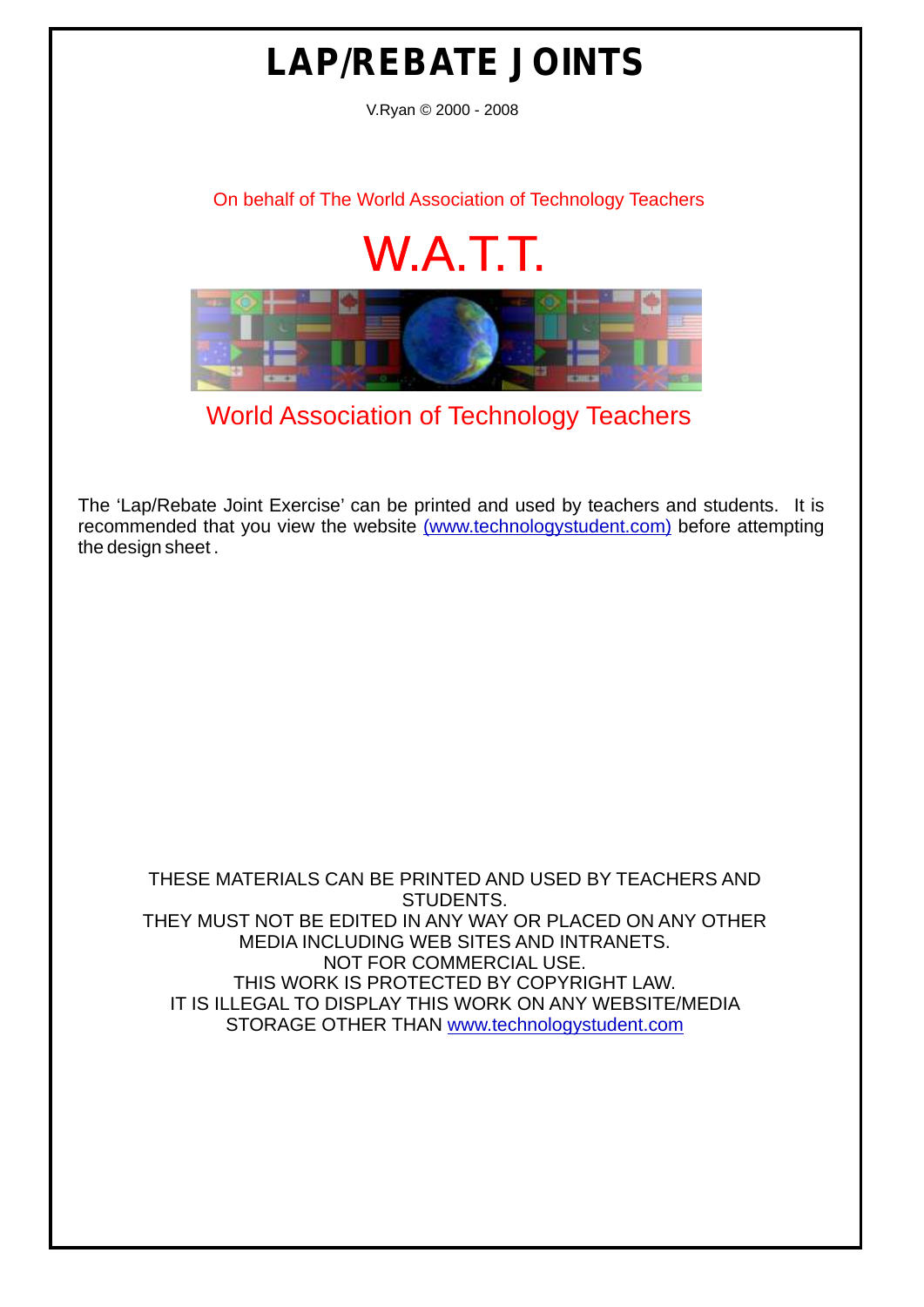# LAP/REBATE JOINTS

V.Ryan © 2000 - 2008

On behalf of The World Association of Technology Teachers

W.A.T.T.

World Association of Technology Teachers

The 'Lap/Rebate Joint Exercise' can be printed and used by teachers and students. It is recommended that you view the website (www.technologystudent.com) before attempting the design sheet.

THESE MATERIALS CAN BE PRINTED AND USED BY TEACHERS AND STUDENTS.
THEY MUST NOT BE EDITED IN ANY WAY OR PLACED ON ANY OTHER MEDIA INCLUDING WEB SITES AND INTRANETS.
NOT FOR COMMERCIAL USE.
THIS WORK IS PROTECTED BY COPYRIGHT LAW.
IT IS ILLEGAL TO DISPLAY THIS WORK ON ANY WEBSITE/MEDIA STORAGE OTHER THAN www.technologystudent.com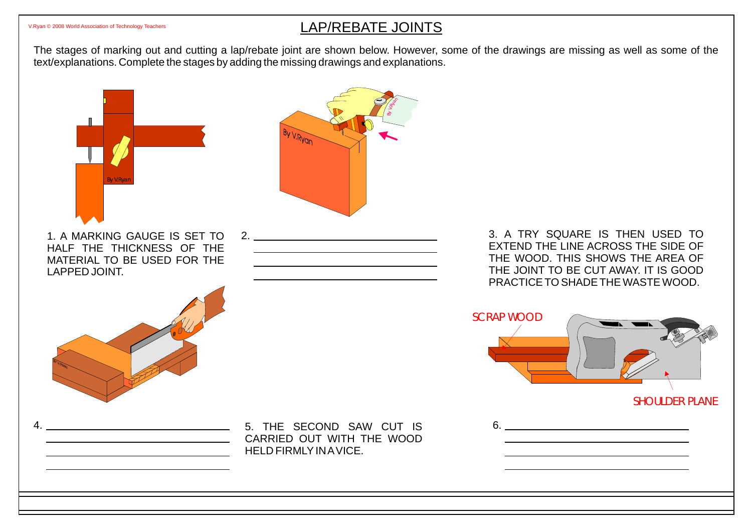# LAP/REBATE JOINTS

The stages of marking out and cutting a lap/rebate joint are shown below. However, some of the drawings are missing as well as some of the text/explanations. Complete the stages by adding the missing drawings and explanations.

1. A MARKING GAUGE IS SET TO HALF THE THICKNESS OF THE MATERIAL TO BE USED FOR THE LAPPED JOINT.

2. ______________________________

3. A TRY SQUARE IS THEN USED TO EXTEND THE LINE ACROSS THE SIDE OF THE WOOD. THIS SHOWS THE AREA OF THE JOINT TO BE CUT AWAY. IT IS GOOD PRACTICE TO SHADE THE WASTE WOOD.

SCRAP WOOD

SHOULDER PLANE

4. ______________________________

5. THE SECOND SAW CUT IS CARRIED OUT WITH THE WOOD HELD FIRMLY IN A VICE.

6. ______________________________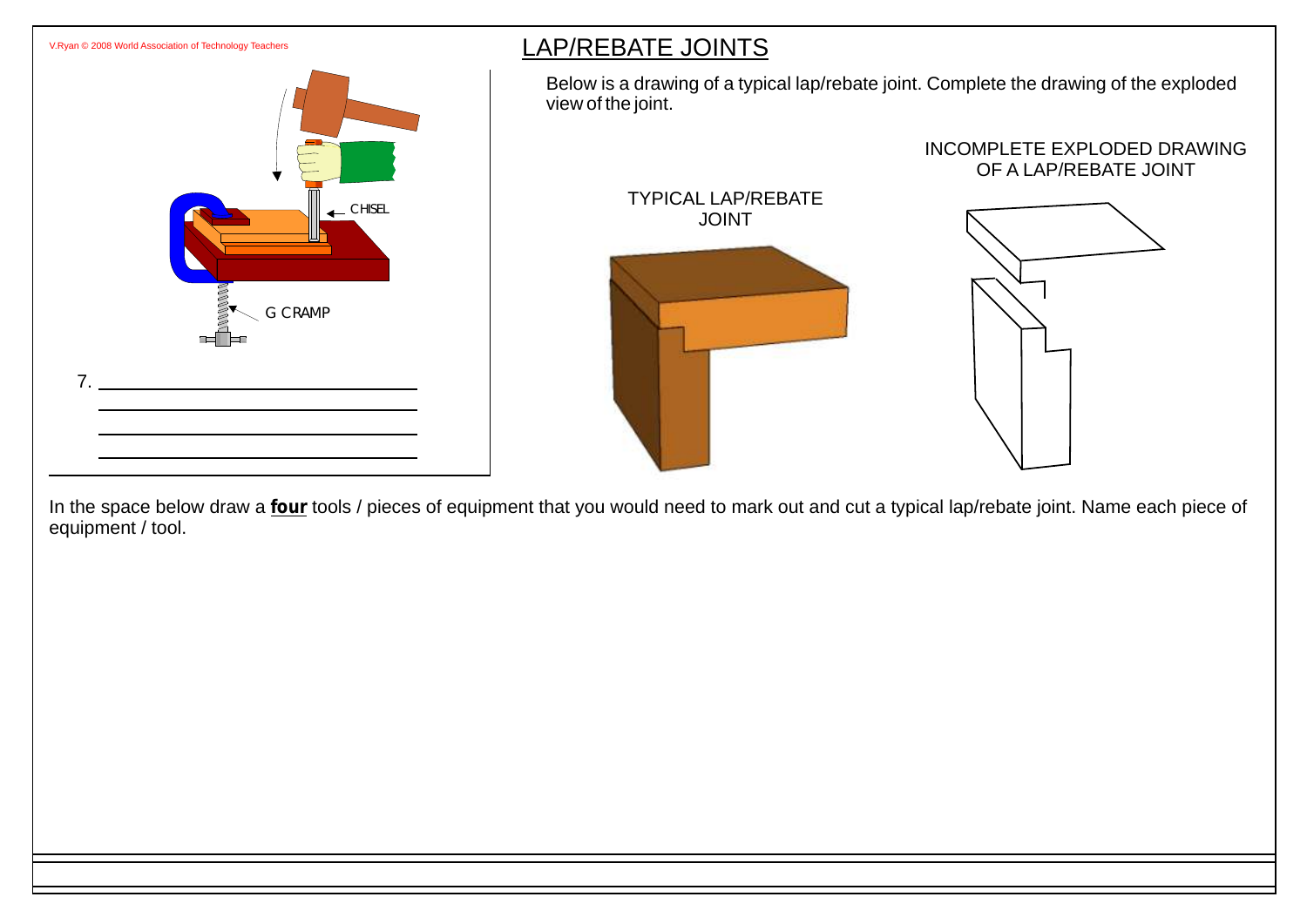V.Ryan © 2008 World Association of Technology Teachers

CHISEL

G CRAMP

7. ______________________________

______________________________

______________________________

______________________________

# LAP/REBATE JOINTS

Below is a drawing of a typical lap/rebate joint. Complete the drawing of the exploded view of the joint.

TYPICAL LAP/REBATE JOINT

INCOMPLETE EXPLODED DRAWING OF A LAP/REBATE JOINT

In the space below draw a **four** tools / pieces of equipment that you would need to mark out and cut a typical lap/rebate joint. Name each piece of equipment / tool.